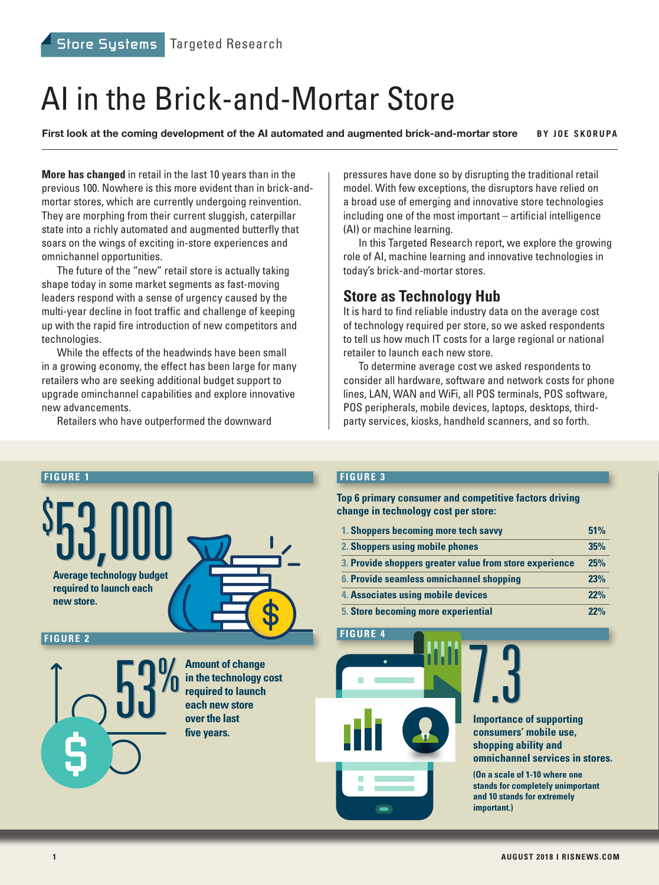Store Systems | Targeted Research

# AI in the Brick-and-Mortar Store

**First look at the coming development of the AI automated and augmented brick-and-mortar store** BY JOE SKORUPA

**More has changed** in retail in the last 10 years than in the previous 100. Nowhere is this more evident than in brick-and-mortar stores, which are currently undergoing reinvention. They are morphing from their current sluggish, caterpillar state into a richly automated and augmented butterfly that soars on the wings of exciting in-store experiences and omnichannel opportunities.

The future of the "new" retail store is actually taking shape today in some market segments as fast-moving leaders respond with a sense of urgency caused by the multi-year decline in foot traffic and challenge of keeping up with the rapid fire introduction of new competitors and technologies.

While the effects of the headwinds have been small in a growing economy, the effect has been large for many retailers who are seeking additional budget support to upgrade ominchannel capabilities and explore innovative new advancements.

Retailers who have outperformed the downward pressures have done so by disrupting the traditional retail model. With few exceptions, the disruptors have relied on a broad use of emerging and innovative store technologies including one of the most important – artificial intelligence (AI) or machine learning.

In this Targeted Research report, we explore the growing role of AI, machine learning and innovative technologies in today's brick-and-mortar stores.

## Store as Technology Hub

It is hard to find reliable industry data on the average cost of technology required per store, so we asked respondents to tell us how much IT costs for a large regional or national retailer to launch each new store.

To determine average cost we asked respondents to consider all hardware, software and network costs for phone lines, LAN, WAN and WiFi, all POS terminals, POS software, POS peripherals, mobile devices, laptops, desktops, third-party services, kiosks, handheld scanners, and so forth.

**FIGURE 1**

**$53,000**

**Average technology budget required to launch each new store.**

**FIGURE 2**

**53%**

**Amount of change in the technology cost required to launch each new store over the last five years.**

**FIGURE 3**

**Top 6 primary consumer and competitive factors driving change in technology cost per store:**

| Factor | % |
|---|---|
| 1. Shoppers becoming more tech savvy | 51% |
| 2. Shoppers using mobile phones | 35% |
| 3. Provide shoppers greater value from store experience | 25% |
| 6. Provide seamless omnichannel shopping | 23% |
| 4. Associates using mobile devices | 22% |
| 5. Store becoming more experiential | 22% |

**FIGURE 4**

**7.3**

**Importance of supporting consumers' mobile use, shopping ability and omnichannel services in stores.**

**(On a scale of 1-10 where one stands for completely unimportant and 10 stands for extremely important.)**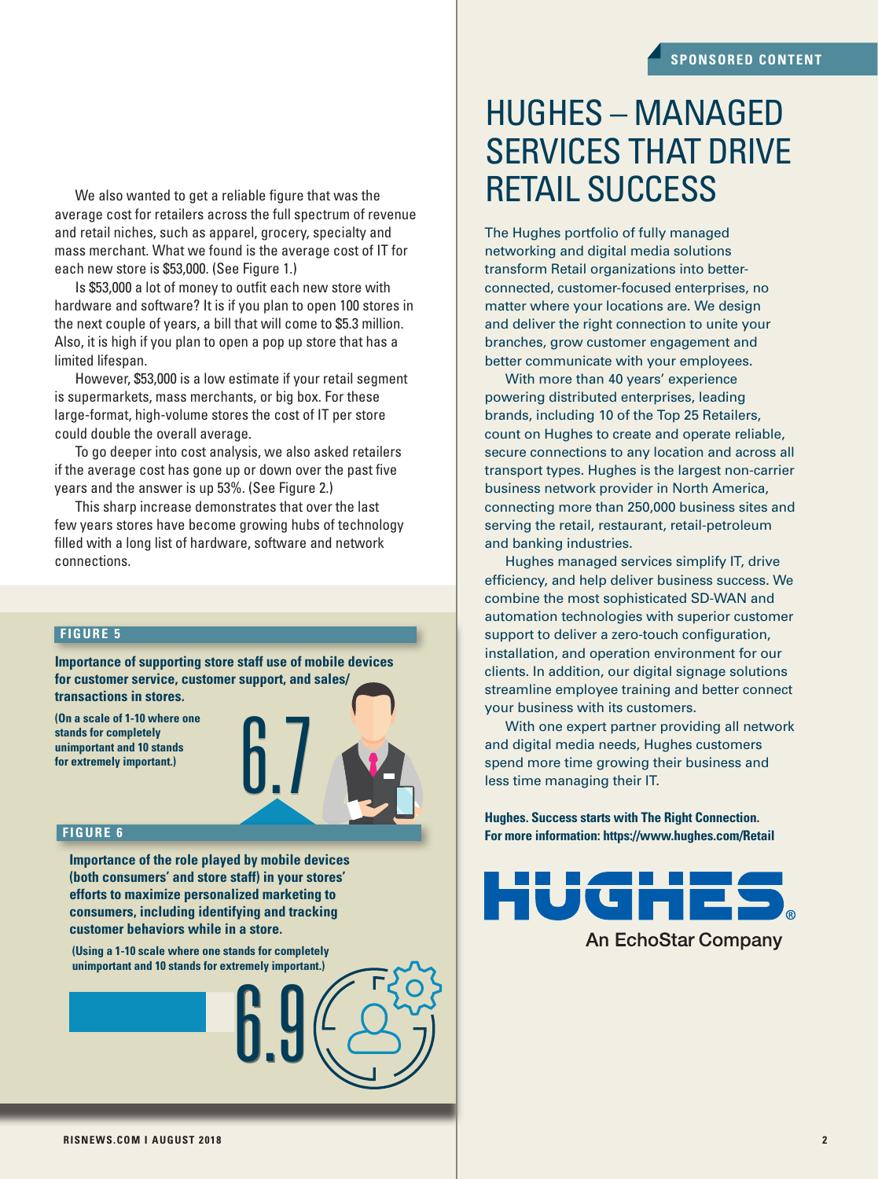We also wanted to get a reliable figure that was the average cost for retailers across the full spectrum of revenue and retail niches, such as apparel, grocery, specialty and mass merchant. What we found is the average cost of IT for each new store is $53,000. (See Figure 1.)

Is $53,000 a lot of money to outfit each new store with hardware and software? It is if you plan to open 100 stores in the next couple of years, a bill that will come to $5.3 million. Also, it is high if you plan to open a pop up store that has a limited lifespan.

However, $53,000 is a low estimate if your retail segment is supermarkets, mass merchants, or big box. For these large-format, high-volume stores the cost of IT per store could double the overall average.

To go deeper into cost analysis, we also asked retailers if the average cost has gone up or down over the past five years and the answer is up 53%. (See Figure 2.)

This sharp increase demonstrates that over the last few years stores have become growing hubs of technology filled with a long list of hardware, software and network connections.

**FIGURE 5**

**Importance of supporting store staff use of mobile devices for customer service, customer support, and sales/transactions in stores.**

**(On a scale of 1-10 where one stands for completely unimportant and 10 stands for extremely important.)**

6.7

**FIGURE 6**

**Importance of the role played by mobile devices (both consumers' and store staff) in your stores' efforts to maximize personalized marketing to consumers, including identifying and tracking customer behaviors while in a store.**

**(Using a 1-10 scale where one stands for completely unimportant and 10 stands for extremely important.)**

6.9

SPONSORED CONTENT

# HUGHES – MANAGED SERVICES THAT DRIVE RETAIL SUCCESS

The Hughes portfolio of fully managed networking and digital media solutions transform Retail organizations into better-connected, customer-focused enterprises, no matter where your locations are. We design and deliver the right connection to unite your branches, grow customer engagement and better communicate with your employees.

With more than 40 years' experience powering distributed enterprises, leading brands, including 10 of the Top 25 Retailers, count on Hughes to create and operate reliable, secure connections to any location and across all transport types. Hughes is the largest non-carrier business network provider in North America, connecting more than 250,000 business sites and serving the retail, restaurant, retail-petroleum and banking industries.

Hughes managed services simplify IT, drive efficiency, and help deliver business success. We combine the most sophisticated SD-WAN and automation technologies with superior customer support to deliver a zero-touch configuration, installation, and operation environment for our clients. In addition, our digital signage solutions streamline employee training and better connect your business with its customers.

With one expert partner providing all network and digital media needs, Hughes customers spend more time growing their business and less time managing their IT.

**Hughes. Success starts with The Right Connection.**
**For more information: https://www.hughes.com/Retail**

HUGHES®
An EchoStar Company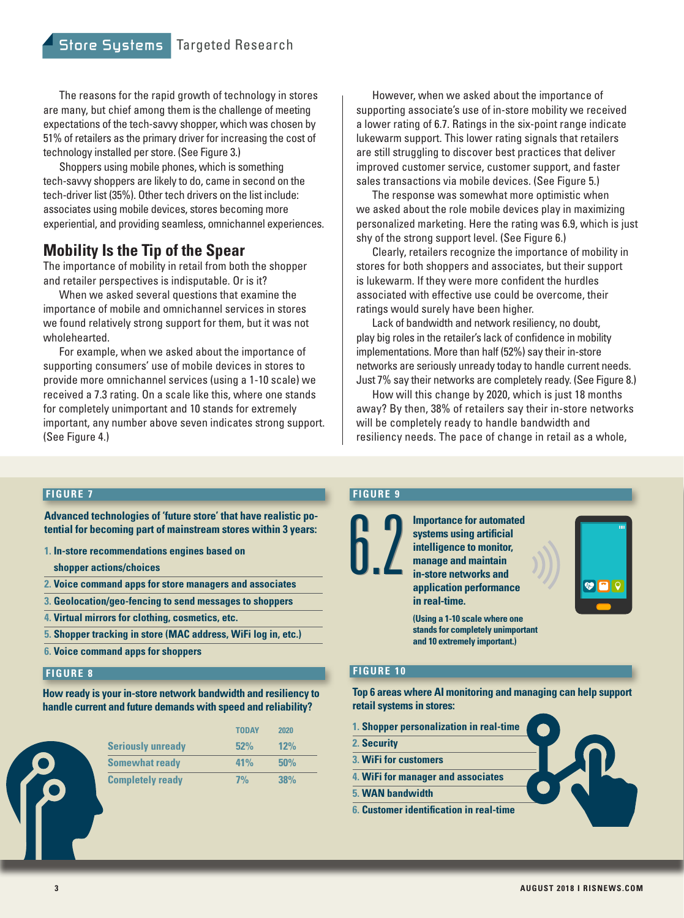The reasons for the rapid growth of technology in stores are many, but chief among them is the challenge of meeting expectations of the tech-savvy shopper, which was chosen by 51% of retailers as the primary driver for increasing the cost of technology installed per store. (See Figure 3.)

Shoppers using mobile phones, which is something tech-savvy shoppers are likely to do, came in second on the tech-driver list (35%). Other tech drivers on the list include: associates using mobile devices, stores becoming more experiential, and providing seamless, omnichannel experiences.

## Mobility Is the Tip of the Spear

The importance of mobility in retail from both the shopper and retailer perspectives is indisputable. Or is it?

When we asked several questions that examine the importance of mobile and omnichannel services in stores we found relatively strong support for them, but it was not wholehearted.

For example, when we asked about the importance of supporting consumers' use of mobile devices in stores to provide more omnichannel services (using a 1-10 scale) we received a 7.3 rating. On a scale like this, where one stands for completely unimportant and 10 stands for extremely important, any number above seven indicates strong support. (See Figure 4.)

However, when we asked about the importance of supporting associate's use of in-store mobility we received a lower rating of 6.7. Ratings in the six-point range indicate lukewarm support. This lower rating signals that retailers are still struggling to discover best practices that deliver improved customer service, customer support, and faster sales transactions via mobile devices. (See Figure 5.)

The response was somewhat more optimistic when we asked about the role mobile devices play in maximizing personalized marketing. Here the rating was 6.9, which is just shy of the strong support level. (See Figure 6.)

Clearly, retailers recognize the importance of mobility in stores for both shoppers and associates, but their support is lukewarm. If they were more confident the hurdles associated with effective use could be overcome, their ratings would surely have been higher.

Lack of bandwidth and network resiliency, no doubt, play big roles in the retailer's lack of confidence in mobility implementations. More than half (52%) say their in-store networks are seriously unready today to handle current needs. Just 7% say their networks are completely ready. (See Figure 8.)

How will this change by 2020, which is just 18 months away? By then, 38% of retailers say their in-store networks will be completely ready to handle bandwidth and resiliency needs. The pace of change in retail as a whole,

**FIGURE 7**

**Advanced technologies of 'future store' that have realistic potential for becoming part of mainstream stores within 3 years:**

1. In-store recommendations engines based on shopper actions/choices
2. Voice command apps for store managers and associates
3. Geolocation/geo-fencing to send messages to shoppers
4. Virtual mirrors for clothing, cosmetics, etc.
5. Shopper tracking in store (MAC address, WiFi log in, etc.)
6. Voice command apps for shoppers

**FIGURE 8**

**How ready is your in-store network bandwidth and resiliency to handle current and future demands with speed and reliability?**

| | TODAY | 2020 |
|---|---|---|
| Seriously unready | 52% | 12% |
| Somewhat ready | 41% | 50% |
| Completely ready | 7% | 38% |

**FIGURE 9**

**6.2**

**Importance for automated systems using artificial intelligence to monitor, manage and maintain in-store networks and application performance in real-time.**

(Using a 1-10 scale where one stands for completely unimportant and 10 extremely important.)

**FIGURE 10**

**Top 6 areas where AI monitoring and managing can help support retail systems in stores:**

1. Shopper personalization in real-time
2. Security
3. WiFi for customers
4. WiFi for manager and associates
5. WAN bandwidth
6. Customer identification in real-time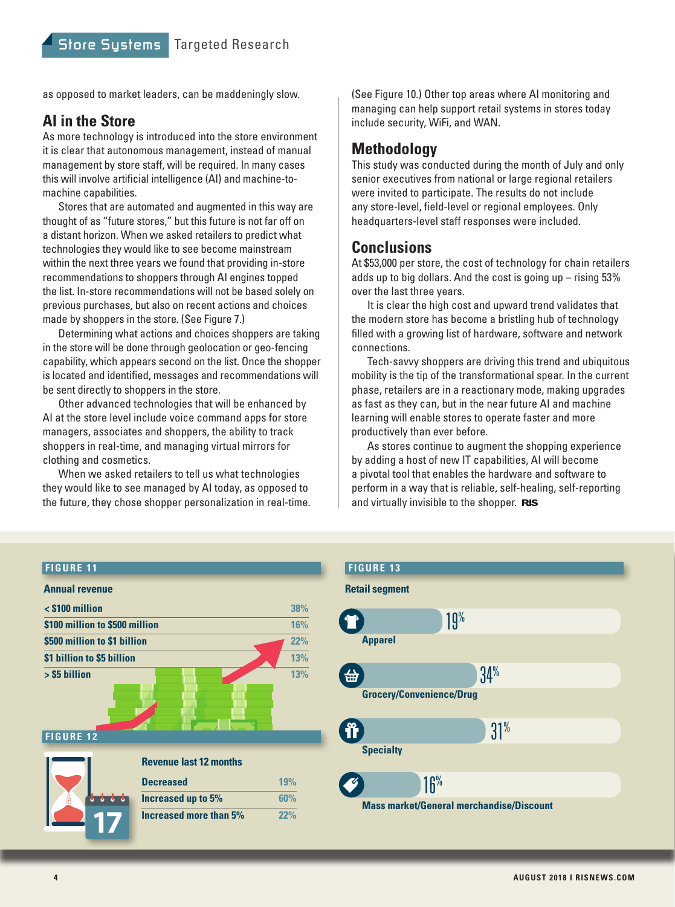as opposed to market leaders, can be maddeningly slow.

## AI in the Store

As more technology is introduced into the store environment it is clear that autonomous management, instead of manual management by store staff, will be required. In many cases this will involve artificial intelligence (AI) and machine-to-machine capabilities.

Stores that are automated and augmented in this way are thought of as "future stores," but this future is not far off on a distant horizon. When we asked retailers to predict what technologies they would like to see become mainstream within the next three years we found that providing in-store recommendations to shoppers through AI engines topped the list. In-store recommendations will not be based solely on previous purchases, but also on recent actions and choices made by shoppers in the store. (See Figure 7.)

Determining what actions and choices shoppers are taking in the store will be done through geolocation or geo-fencing capability, which appears second on the list. Once the shopper is located and identified, messages and recommendations will be sent directly to shoppers in the store.

Other advanced technologies that will be enhanced by AI at the store level include voice command apps for store managers, associates and shoppers, the ability to track shoppers in real-time, and managing virtual mirrors for clothing and cosmetics.

When we asked retailers to tell us what technologies they would like to see managed by AI today, as opposed to the future, they chose shopper personalization in real-time. (See Figure 10.) Other top areas where AI monitoring and managing can help support retail systems in stores today include security, WiFi, and WAN.

## Methodology

This study was conducted during the month of July and only senior executives from national or large regional retailers were invited to participate. The results do not include any store-level, field-level or regional employees. Only headquarters-level staff responses were included.

## Conclusions

At $53,000 per store, the cost of technology for chain retailers adds up to big dollars. And the cost is going up – rising 53% over the last three years.

It is clear the high cost and upward trend validates that the modern store has become a bristling hub of technology filled with a growing list of hardware, software and network connections.

Tech-savvy shoppers are driving this trend and ubiquitous mobility is the tip of the transformational spear. In the current phase, retailers are in a reactionary mode, making upgrades as fast as they can, but in the near future AI and machine learning will enable stores to operate faster and more productively than ever before.

As stores continue to augment the shopping experience by adding a host of new IT capabilities, AI will become a pivotal tool that enables the hardware and software to perform in a way that is reliable, self-healing, self-reporting and virtually invisible to the shopper. **RIS**

**FIGURE 11**

**Annual revenue**

| | |
|---|---|
| < $100 million | 38% |
| $100 million to $500 million | 16% |
| $500 million to $1 billion | 22% |
| $1 billion to $5 billion | 13% |
| > $5 billion | 13% |

**FIGURE 12**

**Revenue last 12 months**

| | |
|---|---|
| Decreased | 19% |
| Increased up to 5% | 60% |
| Increased more than 5% | 22% |

**FIGURE 13**

**Retail segment**

19% Apparel

34% Grocery/Convenience/Drug

31% Specialty

16% Mass market/General merchandise/Discount